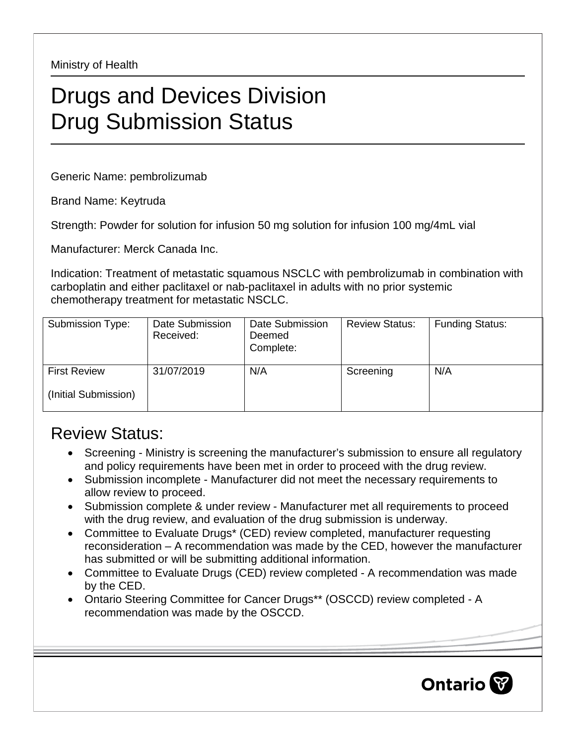Ministry of Health

# Drugs and Devices Division
# Drug Submission Status

Generic Name: pembrolizumab

Brand Name: Keytruda

Strength: Powder for solution for infusion 50 mg solution for infusion 100 mg/4mL vial

Manufacturer: Merck Canada Inc.

Indication: Treatment of metastatic squamous NSCLC with pembrolizumab in combination with carboplatin and either paclitaxel or nab-paclitaxel in adults with no prior systemic chemotherapy treatment for metastatic NSCLC.

| Submission Type: | Date Submission Received: | Date Submission Deemed Complete: | Review Status: | Funding Status: |
|---|---|---|---|---|
| First Review (Initial Submission) | 31/07/2019 | N/A | Screening | N/A |

## Review Status:

- Screening - Ministry is screening the manufacturer's submission to ensure all regulatory and policy requirements have been met in order to proceed with the drug review.
- Submission incomplete - Manufacturer did not meet the necessary requirements to allow review to proceed.
- Submission complete & under review - Manufacturer met all requirements to proceed with the drug review, and evaluation of the drug submission is underway.
- Committee to Evaluate Drugs* (CED) review completed, manufacturer requesting reconsideration – A recommendation was made by the CED, however the manufacturer has submitted or will be submitting additional information.
- Committee to Evaluate Drugs (CED) review completed - A recommendation was made by the CED.
- Ontario Steering Committee for Cancer Drugs** (OSCCD) review completed - A recommendation was made by the OSCCD.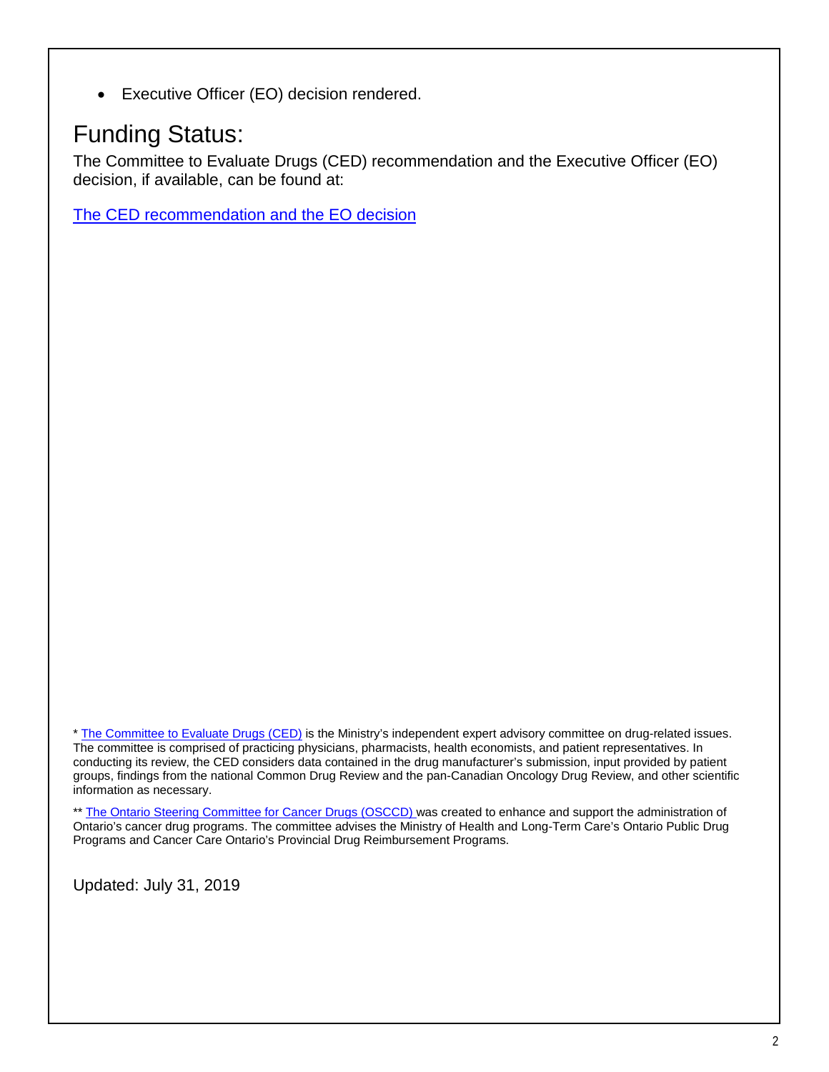- Executive Officer (EO) decision rendered.

## Funding Status:

The Committee to Evaluate Drugs (CED) recommendation and the Executive Officer (EO) decision, if available, can be found at:

The CED recommendation and the EO decision

* The Committee to Evaluate Drugs (CED) is the Ministry's independent expert advisory committee on drug-related issues. The committee is comprised of practicing physicians, pharmacists, health economists, and patient representatives. In conducting its review, the CED considers data contained in the drug manufacturer's submission, input provided by patient groups, findings from the national Common Drug Review and the pan-Canadian Oncology Drug Review, and other scientific information as necessary.

** The Ontario Steering Committee for Cancer Drugs (OSCCD) was created to enhance and support the administration of Ontario's cancer drug programs. The committee advises the Ministry of Health and Long-Term Care's Ontario Public Drug Programs and Cancer Care Ontario's Provincial Drug Reimbursement Programs.

Updated: July 31, 2019